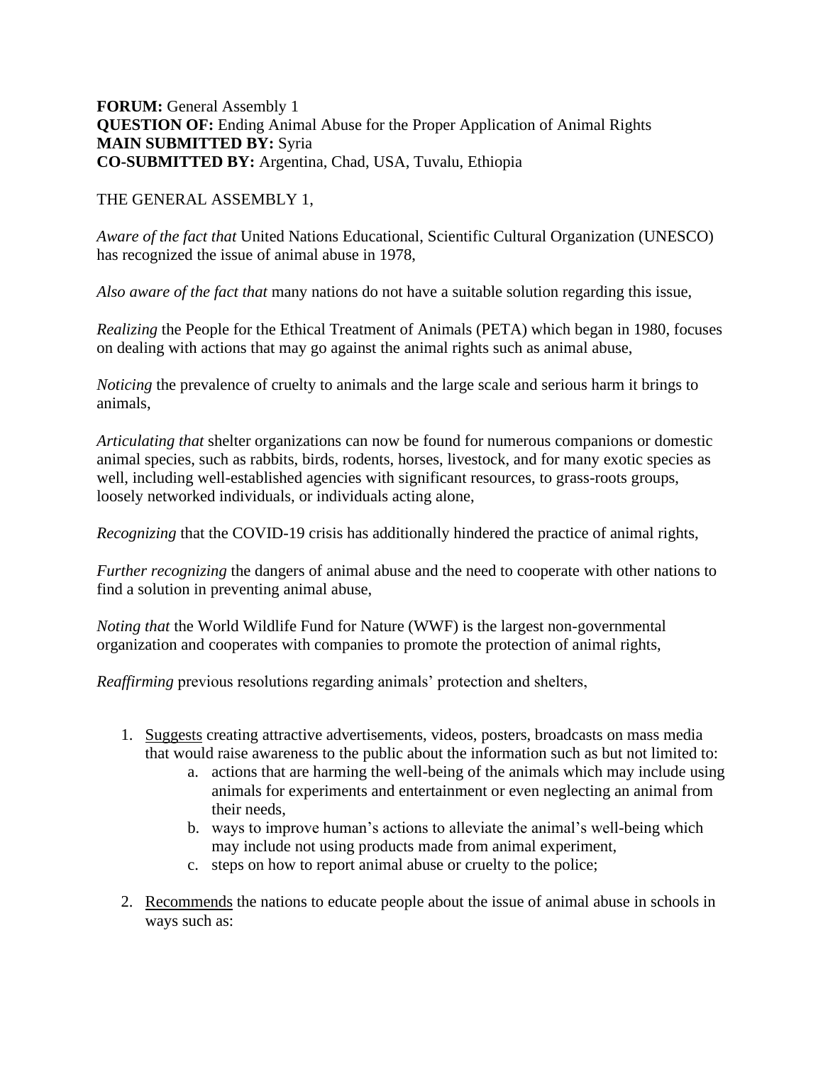**FORUM:** General Assembly 1
**QUESTION OF:** Ending Animal Abuse for the Proper Application of Animal Rights
**MAIN SUBMITTED BY:** Syria
**CO-SUBMITTED BY:** Argentina, Chad, USA, Tuvalu, Ethiopia

THE GENERAL ASSEMBLY 1,

*Aware of the fact that* United Nations Educational, Scientific Cultural Organization (UNESCO) has recognized the issue of animal abuse in 1978,

*Also aware of the fact that* many nations do not have a suitable solution regarding this issue,

*Realizing* the People for the Ethical Treatment of Animals (PETA) which began in 1980, focuses on dealing with actions that may go against the animal rights such as animal abuse,

*Noticing* the prevalence of cruelty to animals and the large scale and serious harm it brings to animals,

*Articulating that* shelter organizations can now be found for numerous companions or domestic animal species, such as rabbits, birds, rodents, horses, livestock, and for many exotic species as well, including well-established agencies with significant resources, to grass-roots groups, loosely networked individuals, or individuals acting alone,

*Recognizing* that the COVID-19 crisis has additionally hindered the practice of animal rights,

*Further recognizing* the dangers of animal abuse and the need to cooperate with other nations to find a solution in preventing animal abuse,

*Noting that* the World Wildlife Fund for Nature (WWF) is the largest non-governmental organization and cooperates with companies to promote the protection of animal rights,

*Reaffirming* previous resolutions regarding animals' protection and shelters,

1. <u>Suggests</u> creating attractive advertisements, videos, posters, broadcasts on mass media that would raise awareness to the public about the information such as but not limited to:
    a. actions that are harming the well-being of the animals which may include using animals for experiments and entertainment or even neglecting an animal from their needs,
    b. ways to improve human's actions to alleviate the animal's well-being which may include not using products made from animal experiment,
    c. steps on how to report animal abuse or cruelty to the police;

2. <u>Recommends</u> the nations to educate people about the issue of animal abuse in schools in ways such as: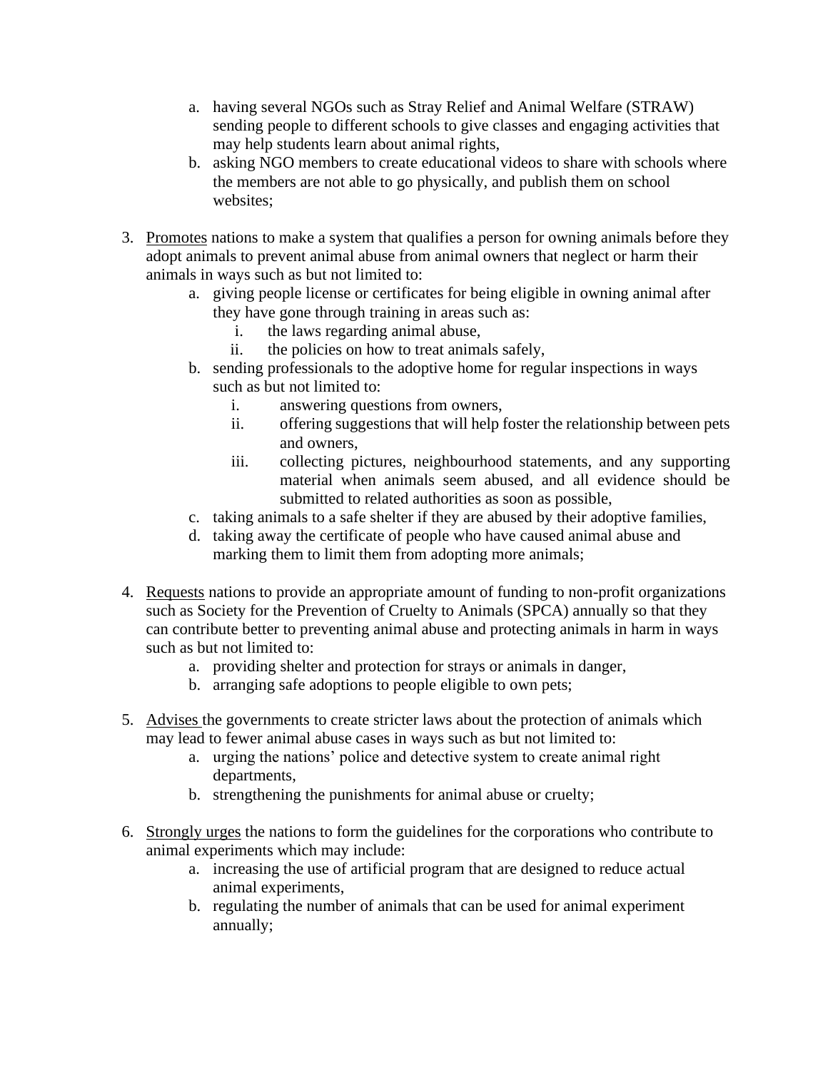a. having several NGOs such as Stray Relief and Animal Welfare (STRAW) sending people to different schools to give classes and engaging activities that may help students learn about animal rights,
   b. asking NGO members to create educational videos to share with schools where the members are not able to go physically, and publish them on school websites;

3. <u>Promotes</u> nations to make a system that qualifies a person for owning animals before they adopt animals to prevent animal abuse from animal owners that neglect or harm their animals in ways such as but not limited to:
   a. giving people license or certificates for being eligible in owning animal after they have gone through training in areas such as:
      i. the laws regarding animal abuse,
      ii. the policies on how to treat animals safely,
   b. sending professionals to the adoptive home for regular inspections in ways such as but not limited to:
      i. answering questions from owners,
      ii. offering suggestions that will help foster the relationship between pets and owners,
      iii. collecting pictures, neighbourhood statements, and any supporting material when animals seem abused, and all evidence should be submitted to related authorities as soon as possible,
   c. taking animals to a safe shelter if they are abused by their adoptive families,
   d. taking away the certificate of people who have caused animal abuse and marking them to limit them from adopting more animals;

4. <u>Requests</u> nations to provide an appropriate amount of funding to non-profit organizations such as Society for the Prevention of Cruelty to Animals (SPCA) annually so that they can contribute better to preventing animal abuse and protecting animals in harm in ways such as but not limited to:
   a. providing shelter and protection for strays or animals in danger,
   b. arranging safe adoptions to people eligible to own pets;

5. <u>Advises</u> the governments to create stricter laws about the protection of animals which may lead to fewer animal abuse cases in ways such as but not limited to:
   a. urging the nations' police and detective system to create animal right departments,
   b. strengthening the punishments for animal abuse or cruelty;

6. <u>Strongly urges</u> the nations to form the guidelines for the corporations who contribute to animal experiments which may include:
   a. increasing the use of artificial program that are designed to reduce actual animal experiments,
   b. regulating the number of animals that can be used for animal experiment annually;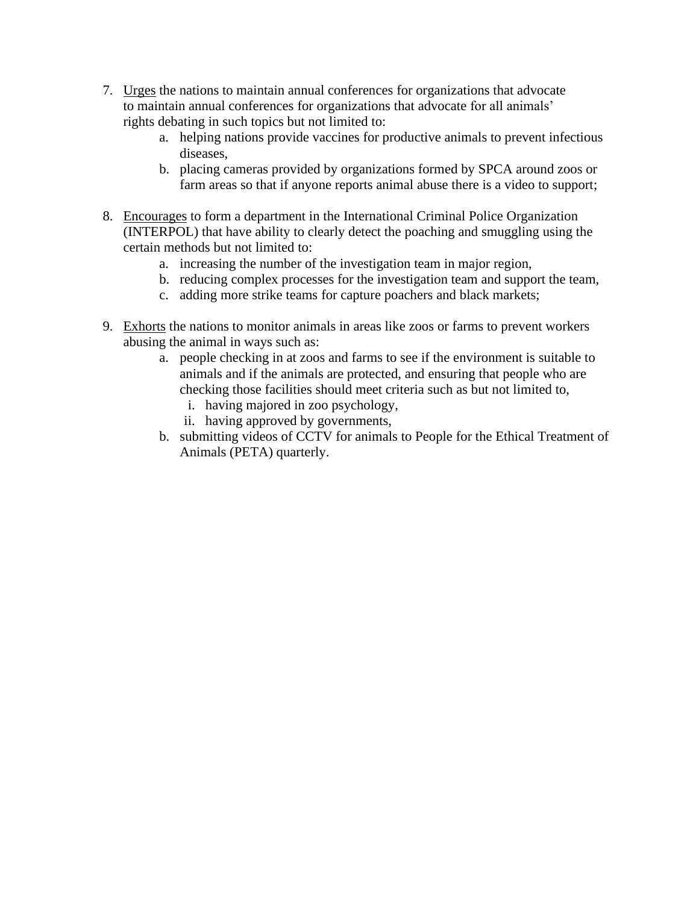7. <u>Urges</u> the nations to maintain annual conferences for organizations that advocate to maintain annual conferences for organizations that advocate for all animals' rights debating in such topics but not limited to:
    a. helping nations provide vaccines for productive animals to prevent infectious diseases,
    b. placing cameras provided by organizations formed by SPCA around zoos or farm areas so that if anyone reports animal abuse there is a video to support;

8. <u>Encourages</u> to form a department in the International Criminal Police Organization (INTERPOL) that have ability to clearly detect the poaching and smuggling using the certain methods but not limited to:
    a. increasing the number of the investigation team in major region,
    b. reducing complex processes for the investigation team and support the team,
    c. adding more strike teams for capture poachers and black markets;

9. <u>Exhorts</u> the nations to monitor animals in areas like zoos or farms to prevent workers abusing the animal in ways such as:
    a. people checking in at zoos and farms to see if the environment is suitable to animals and if the animals are protected, and ensuring that people who are checking those facilities should meet criteria such as but not limited to,
        i. having majored in zoo psychology,
        ii. having approved by governments,
    b. submitting videos of CCTV for animals to People for the Ethical Treatment of Animals (PETA) quarterly.